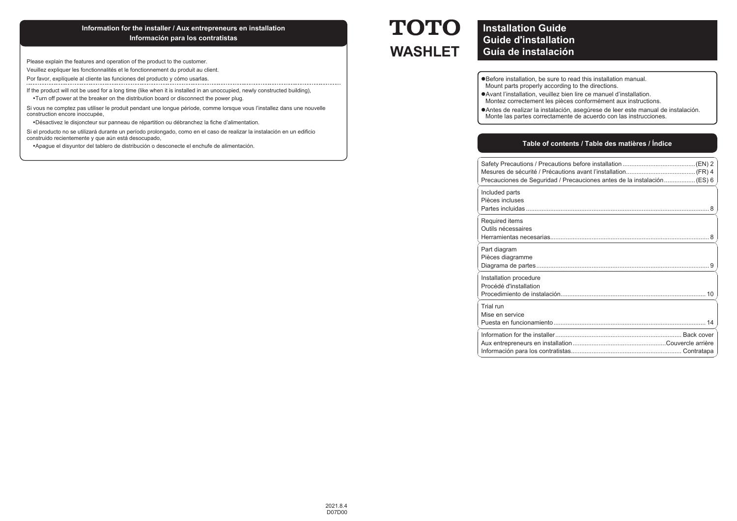# TOTO WASHLET

## Installation Guide
## Guide d'installation
## Guía de instalación

- Before installation, be sure to read this installation manual.
  Mount parts properly according to the directions.
- Avant l'installation, veuillez bien lire ce manuel d'installation.
  Montez correctement les pièces conformément aux instructions.
- Antes de realizar la instalación, asegúrese de leer este manual de instalación.
  Monte las partes correctamente de acuerdo con las instrucciones.

## Table of contents / Table des matières / Índice

| | |
|---|---|
| Safety Precautions / Precautions before installation | (EN) 2 |
| Mesures de sécurité / Précautions avant l'installation | (FR) 4 |
| Precauciones de Seguridad / Precauciones antes de la instalación | (ES) 6 |
| Included parts<br>Pièces incluses<br>Partes incluidas | 8 |
| Required items<br>Outils nécessaires<br>Herramientas necesarias | 8 |
| Part diagram<br>Pièces diagramme<br>Diagrama de partes | 9 |
| Installation procedure<br>Procédé d'installation<br>Procedimiento de instalación | 10 |
| Trial run<br>Mise en service<br>Puesta en funcionamiento | 14 |
| Information for the installer | Back cover |
| Aux entrepreneurs en installation | Couvercle arrière |
| Información para los contratistas | Contratapa |

## Information for the installer / Aux entrepreneurs en installation / Información para los contratistas

Please explain the features and operation of the product to the customer.

Veuillez expliquer les fonctionnalités et le fonctionnement du produit au client.

Por favor, explíquele al cliente las funciones del producto y cómo usarlas.

---

If the product will not be used for a long time (like when it is installed in an unoccupied, newly constructed building),

- Turn off power at the breaker on the distribution board or disconnect the power plug.

Si vous ne comptez pas utiliser le produit pendant une longue période, comme lorsque vous l'installez dans une nouvelle construction encore inoccupée,

- Désactivez le disjoncteur sur panneau de répartition ou débranchez la fiche d'alimentation.

Si el producto no se utilizará durante un período prolongado, como en el caso de realizar la instalación en un edificio construido recientemente y que aún está desocupado,

- Apague el disyuntor del tablero de distribución o desconecte el enchufe de alimentación.

2021.8.4
D07D00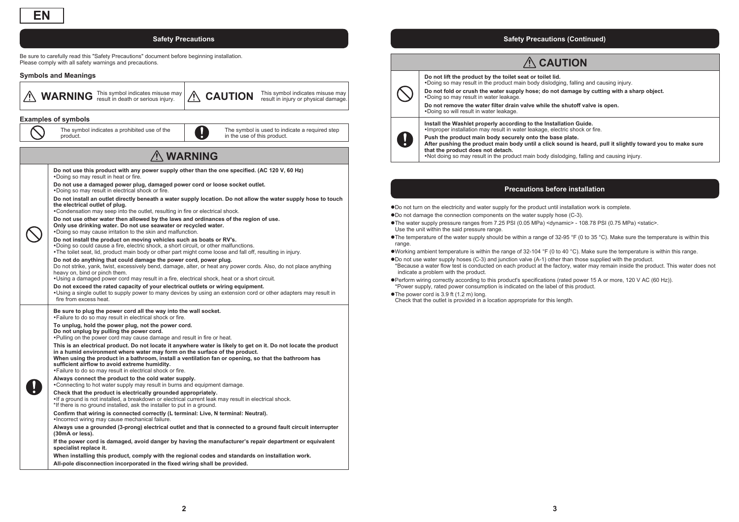EN

## Safety Precautions

Be sure to carefully read this "Safety Precautions" document before beginning installation.
Please comply with all safety warnings and precautions.

### Symbols and Meanings

| | |
|---|---|
| ⚠ **WARNING** This symbol indicates misuse may result in death or serious injury. | ⚠ **CAUTION** This symbol indicates misuse may result in injury or physical damage. |

### Examples of symbols

| | |
|---|---|
| 🛇 The symbol indicates a prohibited use of the product. | ❗ The symbol is used to indicate a required step in the use of this product. |

### ⚠ WARNING

**(Prohibited)**

**Do not use this product with any power supply other than the one specified. (AC 120 V, 60 Hz)**
- Doing so may result in heat or fire.

**Do not use a damaged power plug, damaged power cord or loose socket outlet.**
- Doing so may result in electrical shock or fire.

**Do not install an outlet directly beneath a water supply location. Do not allow the water supply hose to touch the electrical outlet of plug.**
- Condensation may seep into the outlet, resulting in fire or electrical shock.

**Do not use other water then allowed by the laws and ordinances of the region of use.**
**Only use drinking water. Do not use seawater or recycled water.**
- Doing so may cause irritation to the skin and malfunction.

**Do not install the product on moving vehicles such as boats or RV's.**
- Doing so could cause a fire, electric shock, a short circuit, or other malfunctions.
- The toilet seat, lid, product main body or other part might come loose and fall off, resulting in injury.

**Do not do anything that could damage the power cord, power plug.**
Do not strike, yank, twist, excessively bend, damage, alter, or heat any power cords. Also, do not place anything heavy on, bind or pinch them.
- Using a damaged power cord may result in a fire, electrical shock, heat or a short circuit.

**Do not exceed the rated capacity of your electrical outlets or wiring equipment.**
- Using a single outlet to supply power to many devices by using an extension cord or other adapters may result in fire from excess heat.

**(Required)**

**Be sure to plug the power cord all the way into the wall socket.**
- Failure to do so may result in electrical shock or fire.

**To unplug, hold the power plug, not the power cord.**
**Do not unplug by pulling the power cord.**
- Pulling on the power cord may cause damage and result in fire or heat.

**This is an electrical product. Do not locate it anywhere water is likely to get on it. Do not locate the product in a humid environment where water may form on the surface of the product.**
**When using the product in a bathroom, install a ventilation fan or opening, so that the bathroom has sufficient airflow to avoid extreme humidity.**
- Failure to do so may result in electrical shock or fire.

**Always connect the product to the cold water supply.**
- Connecting to hot water supply may result in burns and equipment damage.

**Check that the product is electrically grounded appropriately.**
- If a ground is not installed, a breakdown or electrical current leak may result in electrical shock.

*If there is no ground installed, ask the installer to put in a ground.

**Confirm that wiring is connected correctly (L terminal: Live, N terminal: Neutral).**
- Incorrect wiring may cause mechanical failure.

**Always use a grounded (3-prong) electrical outlet and that is connected to a ground fault circuit interrupter (30mA or less).**

**If the power cord is damaged, avoid danger by having the manufacturer's repair department or equivalent specialist replace it.**

**When installing this product, comply with the regional codes and standards on installation work.**

**All-pole disconnection incorporated in the fixed wiring shall be provided.**

## Safety Precautions (Continued)

### ⚠ CAUTION

**(Prohibited)**

**Do not lift the product by the toilet seat or toilet lid.**
- Doing so may result in the product main body dislodging, falling and causing injury.

**Do not fold or crush the water supply hose; do not damage by cutting with a sharp object.**
- Doing so may result in water leakage.

**Do not remove the water filter drain valve while the shutoff valve is open.**
- Doing so will result in water leakage.

**(Required)**

**Install the Washlet properly according to the Installation Guide.**
- Improper installation may result in water leakage, electric shock or fire.

**Push the product main body securely onto the base plate.**
**After pushing the product main body until a click sound is heard, pull it slightly toward you to make sure that the product does not detach.**
- Not doing so may result in the product main body dislodging, falling and causing injury.

## Precautions before installation

- Do not turn on the electricity and water supply for the product until installation work is complete.
- Do not damage the connection components on the water supply hose (C-3).
- The water supply pressure ranges from 7.25 PSI (0.05 MPa) <dynamic> - 108.78 PSI (0.75 MPa) <static>.
  Use the unit within the said pressure range.
- The temperature of the water supply should be within a range of 32-95 °F (0 to 35 °C). Make sure the temperature is within this range.
- Working ambient temperature is within the range of 32-104 °F (0 to 40 °C). Make sure the temperature is within this range.
- Do not use water supply hoses (C-3) and junction valve (A-1) other than those supplied with the product.
  *Because a water flow test is conducted on each product at the factory, water may remain inside the product. This water does not indicate a problem with the product.
- Perform wiring correctly according to this product's specifications (rated power 15 A or more, 120 V AC (60 Hz)).
  *Power supply, rated power consumption is indicated on the label of this product.
- The power cord is 3.9 ft (1.2 m) long.
  Check that the outlet is provided in a location appropriate for this length.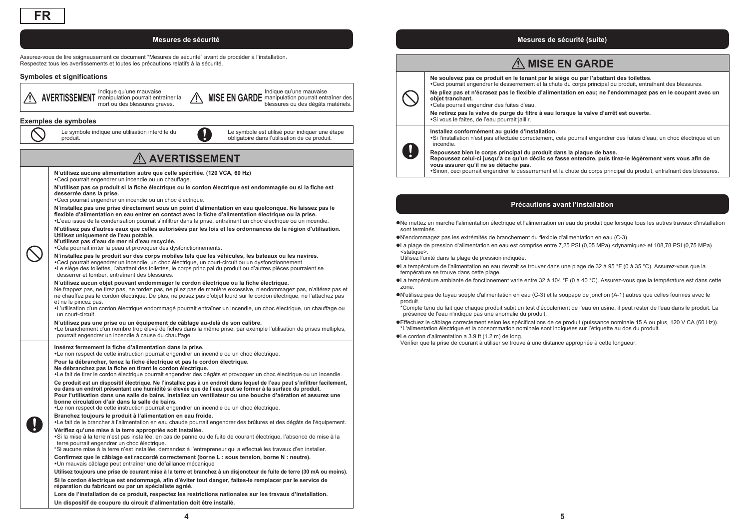FR

## Mesures de sécurité

Assurez-vous de lire soigneusement ce document "Mesures de sécurité" avant de procéder à l'installation.
Respectez tous les avertissements et toutes les précautions relatifs à la sécurité.

### Symboles et significations

| | |
|---|---|
| ⚠ **AVERTISSEMENT** Indique qu'une mauvaise manipulation pourrait entraîner la mort ou des blessures graves. | ⚠ **MISE EN GARDE** Indique qu'une mauvaise manipulation pourrait entraîner des blessures ou des dégâts matériels. |

### Exemples de symboles

| | |
|---|---|
| Le symbole indique une utilisation interdite du produit. | Le symbole est utilisé pour indiquer une étape obligatoire dans l'utilisation de ce produit. |

## ⚠ AVERTISSEMENT

**N'utilisez aucune alimentation autre que celle spécifiée. (120 VCA, 60 Hz)**
- Ceci pourrait engendrer un incendie ou un chauffage.

**N'utilisez pas ce produit si la fiche électrique ou le cordon électrique est endommagée ou si la fiche est desserrée dans la prise.**
- Ceci pourrait engendrer un incendie ou un choc électrique.

**N'installez pas une prise directement sous un point d'alimentation en eau quelconque. Ne laissez pas le flexible d'alimentation en eau entrer en contact avec la fiche d'alimentation électrique ou la prise.**
- L'eau issue de la condensation pourrait s'infiltrer dans la prise, entraînant un choc électrique ou un incendie.

**N'utilisez pas d'autres eaux que celles autorisées par les lois et les ordonnances de la région d'utilisation. Utilisez uniquement de l'eau potable.**
**N'utilisez pas d'eau de mer ni d'eau recyclée.**
- Cela pourrait irriter la peau et provoquer des dysfonctionnements.

**N'installez pas le produit sur des corps mobiles tels que les véhicules, les bateaux ou les navires.**
- Ceci pourrait engendrer un incendie, un choc électrique, un court-circuit ou un dysfonctionnement.
- Le siège des toilettes, l'abattant des toilettes, le corps principal du produit ou d'autres pièces pourraient se desserrer et tomber, entraînant des blessures.

**N'utilisez aucun objet pouvant endommager le cordon électrique ou la fiche électrique.**
Ne frappez pas, ne tirez pas, ne tordez pas, ne pliez pas de manière excessive, n'endommagez pas, n'altérez pas et ne chauffez pas le cordon électrique. De plus, ne posez pas d'objet lourd sur le cordon électrique, ne l'attachez pas et ne le pincez pas.
- L'utilisation d'un cordon électrique endommagé pourrait entraîner un incendie, un choc électrique, un chauffage et un court-circuit.

**N'utilisez pas une prise ou un équipement de câblage au-delà de son calibre.**
- Le branchement d'un nombre trop élevé de fiches dans la même prise, par exemple l'utilisation de prises multiples, pourrait engendrer un incendie à cause du chauffage.

**Insérez fermement la fiche d'alimentation dans la prise.**
- Le non respect de cette instruction pourrait engendrer un incendie ou un choc électrique.

**Pour la débrancher, tenez la fiche électrique et pas le cordon électrique.**
**Ne débranchez pas la fiche en tirant le cordon électrique.**
- Le fait de tirer le cordon électrique pourrait engendrer des dégâts et provoquer un choc électrique ou un incendie.

**Ce produit est un dispositif électrique. Ne l'installez pas à un endroit dans lequel de l'eau peut s'infiltrer facilement, ou dans un endroit présentant une humidité si élevée que de l'eau peut se former à la surface du produit.**
**Pour l'utilisation dans une salle de bains, installez un ventilateur ou une bouche d'aération et assurez une bonne circulation d'air dans la salle de bains.**
- Le non respect de cette instruction pourrait engendrer un incendie ou un choc électrique.

**Branchez toujours le produit à l'alimentation en eau froide.**
- Le fait de le brancher à l'alimentation en eau chaude pourrait engendrer des brûlures et des dégâts de l'équipement.

**Vérifiez qu'une mise à la terre appropriée soit installée.**
- Si la mise à la terre n'est pas installée, en cas de panne ou de fuite de courant électrique, l'absence de mise à la terre pourrait engendrer un choc électrique.

*Si aucune mise à la terre n'est installée, demandez à l'entrepreneur qui a effectué les travaux d'en installer.

**Confirmez que le câblage est raccordé correctement (borne L : sous tension, borne N : neutre).**
- Un mauvais câblage peut entraîner une défaillance mécanique

**Utilisez toujours une prise de courant mise à la terre et branchez à un disjoncteur de fuite de terre (30 mA ou moins).**

**Si le cordon électrique est endommagé, afin d'éviter tout danger, faites-le remplacer par le service de réparation du fabricant ou par un spécialiste agréé.**

**Lors de l'installation de ce produit, respectez les restrictions nationales sur les travaux d'installation.**

**Un dispositif de coupure du circuit d'alimentation doit être installé.**

## Mesures de sécurité (suite)

## ⚠ MISE EN GARDE

**Ne soulevez pas ce produit en le tenant par le siège ou par l'abattant des toilettes.**
- Ceci pourrait engendrer le desserrement et la chute du corps principal du produit, entraînant des blessures.

**Ne pliez pas et n'écrasez pas le flexible d'alimentation en eau; ne l'endommagez pas en le coupant avec un objet tranchant.**
- Cela pourrait engendrer des fuites d'eau.

**Ne retirez pas la valve de purge du filtre à eau lorsque la valve d'arrêt est ouverte.**
- Si vous le faites, de l'eau pourrait jaillir.

**Installez conformément au guide d'installation.**
- Si l'installation n'est pas effectuée correctement, cela pourrait engendrer des fuites d'eau, un choc électrique et un incendie.

**Repoussez bien le corps principal du produit dans la plaque de base.**
**Repoussez celui-ci jusqu'à ce qu'un déclic se fasse entendre, puis tirez-le légèrement vers vous afin de vous assurer qu'il ne se détache pas.**
- Sinon, ceci pourrait engendrer le desserrement et la chute du corps principal du produit, entraînant des blessures.

## Précautions avant l'installation

- Ne mettez en marche l'alimentation électrique et l'alimentation en eau du produit que lorsque tous les autres travaux d'installation sont terminés.
- N'endommagez pas les extrémités de branchement du flexible d'alimentation en eau (C-3).
- La plage de pression d'alimentation en eau est comprise entre 7,25 PSI (0,05 MPa) <dynamique> et 108,78 PSI (0,75 MPa) <statique>.
  Utilisez l'unité dans la plage de pression indiquée.
- La température de l'alimentation en eau devrait se trouver dans une plage de 32 à 95 °F (0 à 35 °C). Assurez-vous que la température se trouve dans cette plage.
- La température ambiante de fonctionnement varie entre 32 à 104 °F (0 à 40 °C). Assurez-vous que la température est dans cette zone.
- N'utilisez pas de tuyau souple d'alimentation en eau (C-3) et la soupape de jonction (A-1) autres que celles fournies avec le produit.
  *Compte tenu du fait que chaque produit subit un test d'écoulement de l'eau en usine, il peut rester de l'eau dans le produit. La présence de l'eau n'indique pas une anomalie du produit.
- Effectuez le câblage correctement selon les spécifications de ce produit (puissance nominale 15 A ou plus, 120 V CA (60 Hz)).
  *L'alimentation électrique et la consommation nominale sont indiquées sur l'étiquette au dos du produit.
- Le cordon d'alimentation a 3.9 ft (1.2 m) de long.
  Vérifier que la prise de courant à utiliser se trouve à une distance appropriée à cette longueur.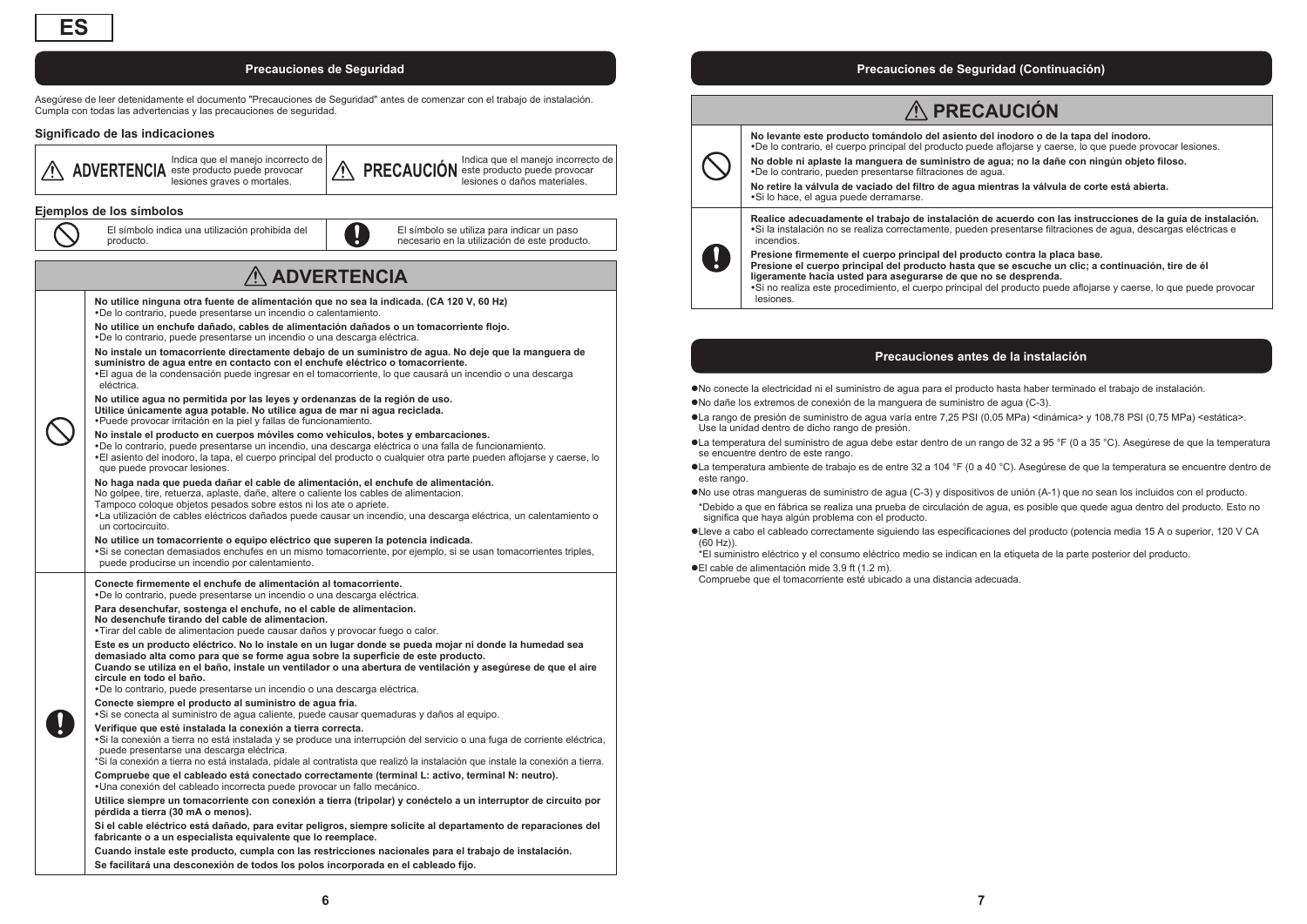ES

## Precauciones de Seguridad

Asegúrese de leer detenidamente el documento "Precauciones de Seguridad" antes de comenzar con el trabajo de instalación. Cumpla con todas las advertencias y las precauciones de seguridad.

### Significado de las indicaciones

| | |
|---|---|
| ⚠ **ADVERTENCIA** Indica que el manejo incorrecto de este producto puede provocar lesiones graves o mortales. | ⚠ **PRECAUCIÓN** Indica que el manejo incorrecto de este producto puede provocar lesiones o daños materiales. |

### Ejemplos de los símbolos

| | |
|---|---|
| ⃠ El símbolo indica una utilización prohibida del producto. | ❗ El símbolo se utiliza para indicar un paso necesario en la utilización de este producto. |

## ⚠ ADVERTENCIA

**Prohibido (⃠):**

**No utilice ninguna otra fuente de alimentación que no sea la indicada. (CA 120 V, 60 Hz)**
- De lo contrario, puede presentarse un incendio o calentamiento.

**No utilice un enchufe dañado, cables de alimentación dañados o un tomacorriente flojo.**
- De lo contrario, puede presentarse un incendio o una descarga eléctrica.

**No instale un tomacorriente directamente debajo de un suministro de agua. No deje que la manguera de suministro de agua entre en contacto con el enchufe eléctrico o tomacorriente.**
- El agua de la condensación puede ingresar en el tomacorriente, lo que causará un incendio o una descarga eléctrica.

**No utilice agua no permitida por las leyes y ordenanzas de la región de uso.**
**Utilice únicamente agua potable. No utilice agua de mar ni agua reciclada.**
- Puede provocar irritación en la piel y fallas de funcionamiento.

**No instale el producto en cuerpos móviles como vehículos, botes y embarcaciones.**
- De lo contrario, puede presentarse un incendio, una descarga eléctrica o una falla de funcionamiento.
- El asiento del inodoro, la tapa, el cuerpo principal del producto o cualquier otra parte pueden aflojarse y caerse, lo que puede provocar lesiones.

**No haga nada que pueda dañar el cable de alimentación, el enchufe de alimentación.**
No golpee, tire, retuerza, aplaste, dañe, altere o caliente los cables de alimentacion.
Tampoco coloque objetos pesados sobre estos ni los ate o apriete.
- La utilización de cables eléctricos dañados puede causar un incendio, una descarga eléctrica, un calentamiento o un cortocircuito.

**No utilice un tomacorriente o equipo eléctrico que superen la potencia indicada.**
- Si se conectan demasiados enchufes en un mismo tomacorriente, por ejemplo, si se usan tomacorrientes triples, puede producirse un incendio por calentamiento.

**Obligatorio (❗):**

**Conecte firmemente el enchufe de alimentación al tomacorriente.**
- De lo contrario, puede presentarse un incendio o una descarga eléctrica.

**Para desenchufar, sostenga el enchufe, no el cable de alimentacion.**
**No desenchufe tirando del cable de alimentacion.**
- Tirar del cable de alimentacion puede causar daños y provocar fuego o calor.

**Este es un producto eléctrico. No lo instale en un lugar donde se pueda mojar ni donde la humedad sea demasiado alta como para que se forme agua sobre la superficie de este producto.**
**Cuando se utiliza en el baño, instale un ventilador o una abertura de ventilación y asegúrese de que el aire circule en todo el baño.**
- De lo contrario, puede presentarse un incendio o una descarga eléctrica.

**Conecte siempre el producto al suministro de agua fría.**
- Si se conecta al suministro de agua caliente, puede causar quemaduras y daños al equipo.

**Verifique que esté instalada la conexión a tierra correcta.**
- Si la conexión a tierra no está instalada y se produce una interrupción del servicio o una fuga de corriente eléctrica, puede presentarse una descarga eléctrica.

*Si la conexión a tierra no está instalada, pídale al contratista que realizó la instalación que instale la conexión a tierra.

**Compruebe que el cableado está conectado correctamente (terminal L: activo, terminal N: neutro).**
- Una conexión del cableado incorrecta puede provocar un fallo mecánico.

**Utilice siempre un tomacorriente con conexión a tierra (tripolar) y conéctelo a un interruptor de circuito por pérdida a tierra (30 mA o menos).**

**Si el cable eléctrico está dañado, para evitar peligros, siempre solicite al departamento de reparaciones del fabricante o a un especialista equivalente que lo reemplace.**

**Cuando instale este producto, cumpla con las restricciones nacionales para el trabajo de instalación.**

**Se facilitará una desconexión de todos los polos incorporada en el cableado fijo.**

## Precauciones de Seguridad (Continuación)

## ⚠ PRECAUCIÓN

**Prohibido (⃠):**

**No levante este producto tomándolo del asiento del inodoro o de la tapa del inodoro.**
- De lo contrario, el cuerpo principal del producto puede aflojarse y caerse, lo que puede provocar lesiones.

**No doble ni aplaste la manguera de suministro de agua; no la dañe con ningún objeto filoso.**
- De lo contrario, pueden presentarse filtraciones de agua.

**No retire la válvula de vaciado del filtro de agua mientras la válvula de corte está abierta.**
- Si lo hace, el agua puede derramarse.

**Obligatorio (❗):**

**Realice adecuadamente el trabajo de instalación de acuerdo con las instrucciones de la guía de instalación.**
- Si la instalación no se realiza correctamente, pueden presentarse filtraciones de agua, descargas eléctricas e incendios.

**Presione firmemente el cuerpo principal del producto contra la placa base.**
**Presione el cuerpo principal del producto hasta que se escuche un clic; a continuación, tire de él ligeramente hacia usted para asegurarse de que no se desprenda.**
- Si no realiza este procedimiento, el cuerpo principal del producto puede aflojarse y caerse, lo que puede provocar lesiones.

## Precauciones antes de la instalación

- No conecte la electricidad ni el suministro de agua para el producto hasta haber terminado el trabajo de instalación.
- No dañe los extremos de conexión de la manguera de suministro de agua (C-3).
- La rango de presión de suministro de agua varía entre 7,25 PSI (0,05 MPa) <dinámica> y 108,78 PSI (0,75 MPa) <estática>. Use la unidad dentro de dicho rango de presión.
- La temperatura del suministro de agua debe estar dentro de un rango de 32 a 95 °F (0 a 35 °C). Asegúrese de que la temperatura se encuentre dentro de este rango.
- La temperatura ambiente de trabajo es de entre 32 a 104 °F (0 a 40 °C). Asegúrese de que la temperatura se encuentre dentro de este rango.
- No use otras mangueras de suministro de agua (C-3) y dispositivos de unión (A-1) que no sean los incluidos con el producto.
  *Debido a que en fábrica se realiza una prueba de circulación de agua, es posible que quede agua dentro del producto. Esto no significa que haya algún problema con el producto.
- Lleve a cabo el cableado correctamente siguiendo las especificaciones del producto (potencia media 15 A o superior, 120 V CA (60 Hz)).
  *El suministro eléctrico y el consumo eléctrico medio se indican en la etiqueta de la parte posterior del producto.
- El cable de alimentación mide 3.9 ft (1.2 m).
  Compruebe que el tomacorriente esté ubicado a una distancia adecuada.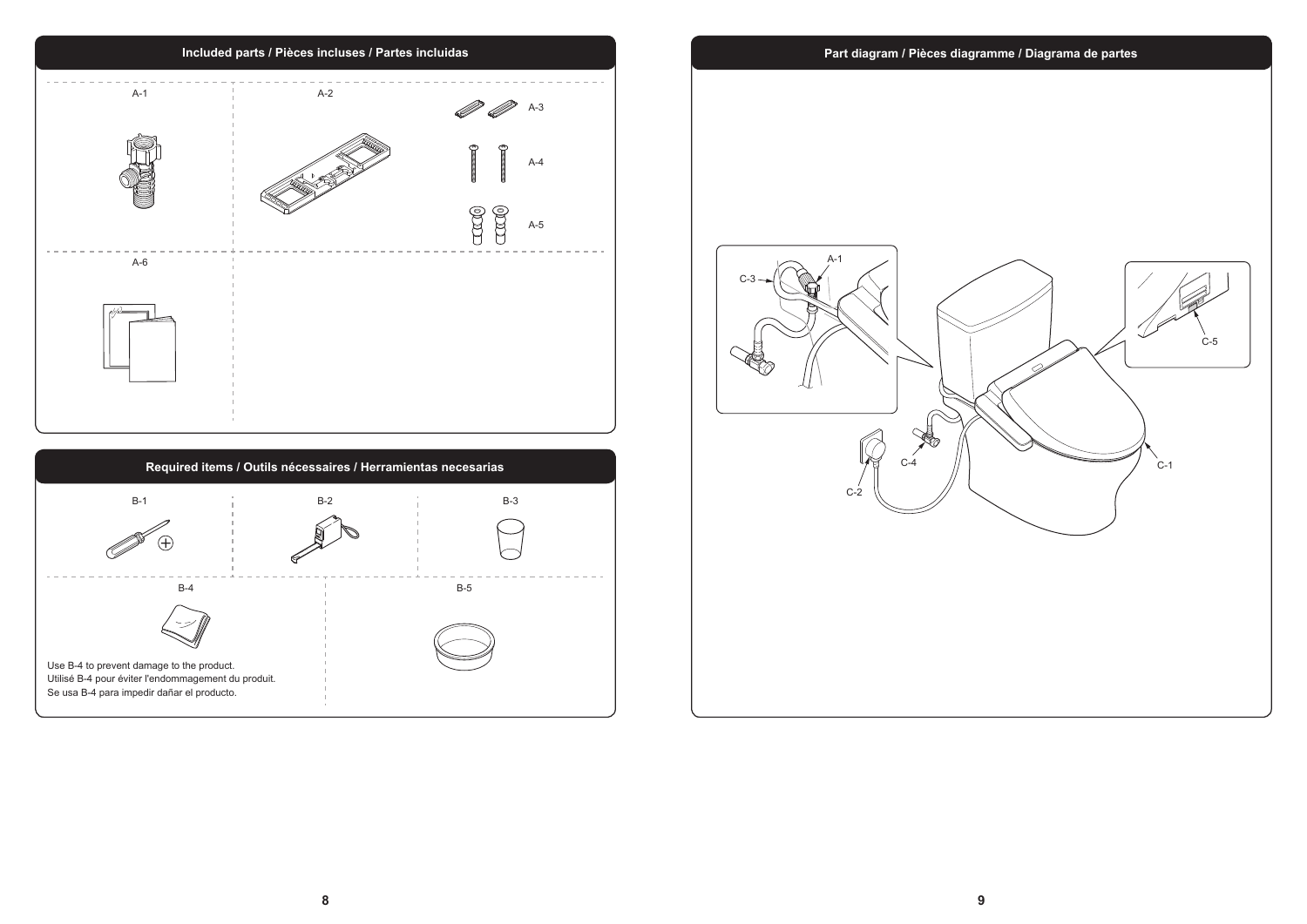## Included parts / Pièces incluses / Partes incluidas

A-1

A-2

A-3

A-4

A-5

A-6

## Required items / Outils nécessaires / Herramientas necesarias

B-1

B-2

B-3

B-4

Use B-4 to prevent damage to the product.
Utilisé B-4 pour éviter l'endommagement du produit.
Se usa B-4 para impedir dañar el producto.

B-5

## Part diagram / Pièces diagramme / Diagrama de partes

A-1

C-3

C-5

C-4

C-1

C-2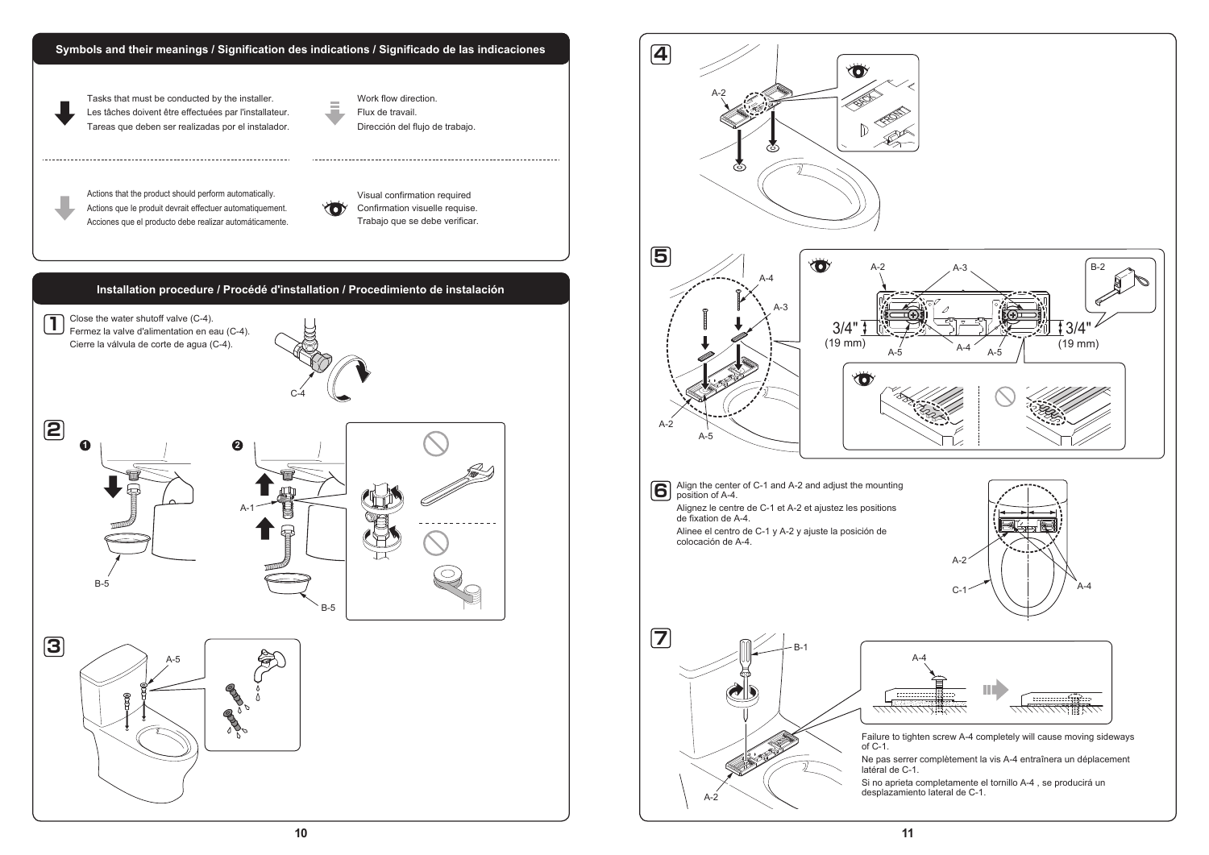## Symbols and their meanings / Signification des indications / Significado de las indicaciones

Tasks that must be conducted by the installer.
Les tâches doivent être effectuées par l'installateur.
Tareas que deben ser realizadas por el instalador.

Work flow direction.
Flux de travail.
Dirección del flujo de trabajo.

Actions that the product should perform automatically.
Actions que le produit devrait effectuer automatiquement.
Acciones que el producto debe realizar automáticamente.

Visual confirmation required
Confirmation visuelle requise.
Trabajo que se debe verificar.

## Installation procedure / Procédé d'installation / Procedimiento de instalación

**1** Close the water shutoff valve (C-4).
Fermez la valve d'alimentation en eau (C-4).
Cierre la válvula de corte de agua (C-4).

C-4

**2**

❶ B-5

❷ A-1 B-5

**3**

A-5

**4**

A-2

BACK FRONT

**5**

A-4 A-3 A-2 A-5

A-2 A-3 B-2

3/4" (19 mm) A-5 A-4 A-5 3/4" (19 mm)

**6** Align the center of C-1 and A-2 and adjust the mounting position of A-4.
Alignez le centre de C-1 et A-2 et ajustez les positions de fixation de A-4.
Alinee el centro de C-1 y A-2 y ajuste la posición de colocación de A-4.

A-2 C-1 A-4

**7**

B-1 A-2 A-4

Failure to tighten screw A-4 completely will cause moving sideways of C-1.
Ne pas serrer complètement la vis A-4 entraînera un déplacement latéral de C-1.
Si no aprieta completamente el tornillo A-4 , se producirá un desplazamiento lateral de C-1.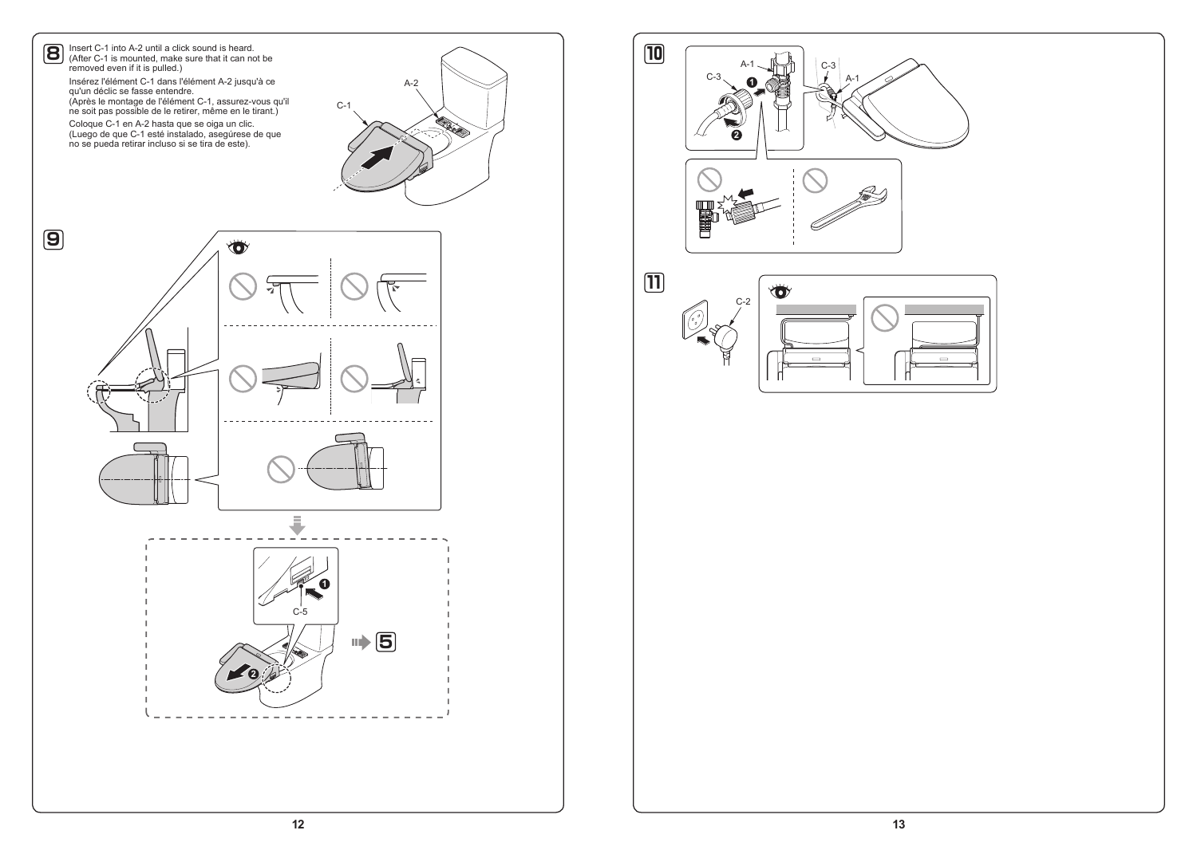**8**

Insert C-1 into A-2 until a click sound is heard.
(After C-1 is mounted, make sure that it can not be removed even if it is pulled.)

Insérez l'élément C-1 dans l'élément A-2 jusqu'à ce qu'un déclic se fasse entendre.
(Après le montage de l'élément C-1, assurez-vous qu'il ne soit pas possible de le retirer, même en le tirant.)

Coloque C-1 en A-2 hasta que se oiga un clic.
(Luego de que C-1 esté instalado, asegúrese de que no se pueda retirar incluso si se tira de este).

A-2

C-1

**9**

C-5

❶

❷

5

**10**

A-1

C-3

❶

❷

C-3

A-1

**11**

C-2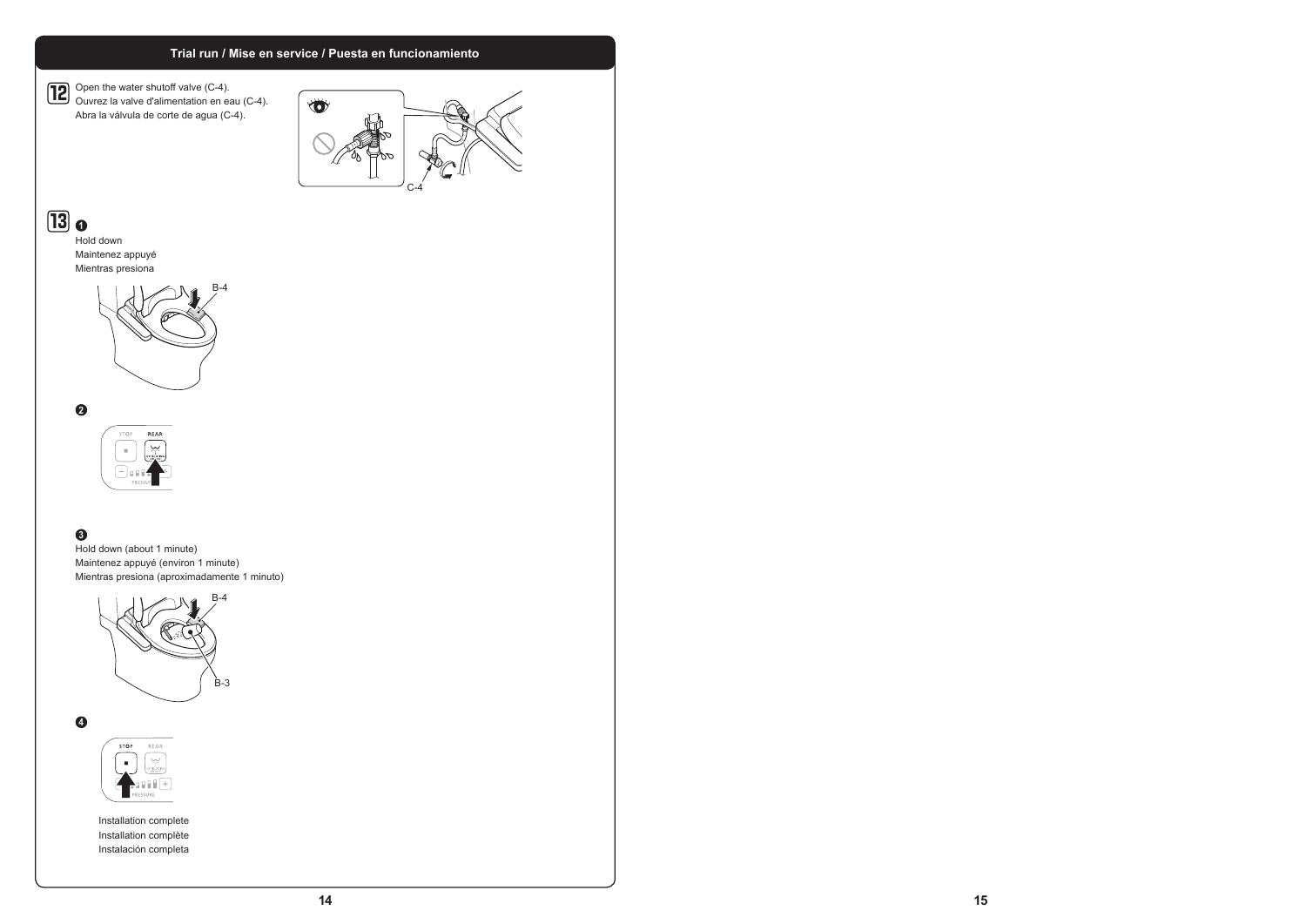## Trial run / Mise en service / Puesta en funcionamiento

**12**

Open the water shutoff valve (C-4).
Ouvrez la valve d'alimentation en eau (C-4).
Abra la válvula de corte de agua (C-4).

C-4

**13**

❶

Hold down
Maintenez appuyé
Mientras presiona

B-4

❷

STOP
REAR
PRESSURE

❸

Hold down (about 1 minute)
Maintenez appuyé (environ 1 minute)
Mientras presiona (aproximadamente 1 minuto)

B-4

B-3

❹

STOP
REAR
PRESSURE

Installation complete
Installation complète
Instalación completa